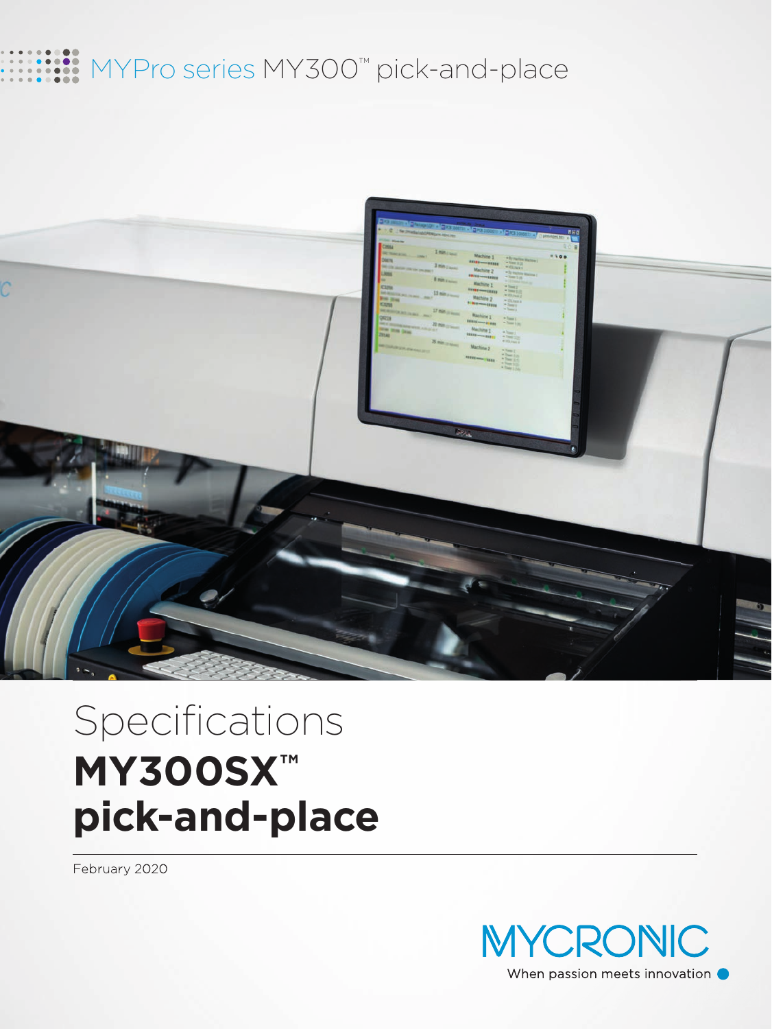MYPro series MY300™ pick-and-place

# Specifications

# MY300SX™ pick-and-place

February 2020

MYCRONIC

When passion meets innovation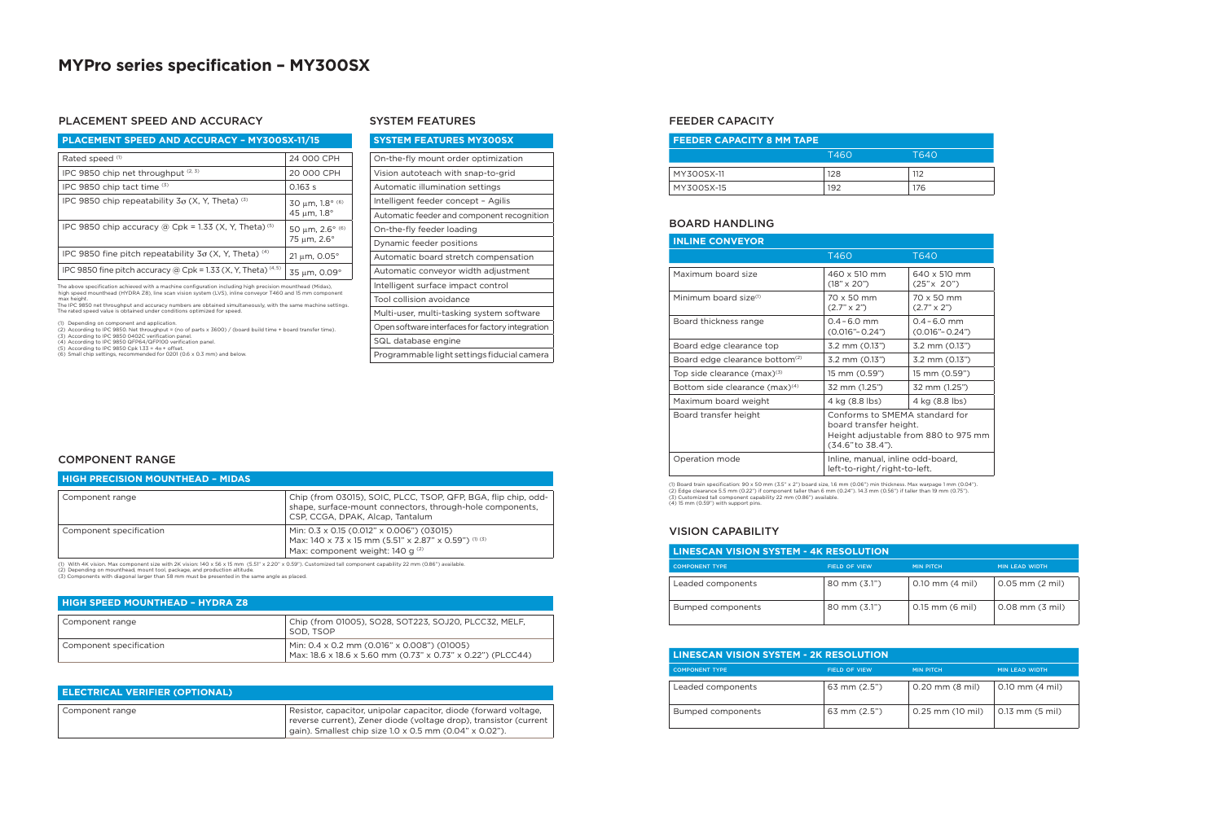# MYPro series specification – MY300SX

## PLACEMENT SPEED AND ACCURACY

| PLACEMENT SPEED AND ACCURACY – MY300SX-11/15 | |
|---|---|
| Rated speed [1] | 24 000 CPH |
| IPC 9850 chip net throughput [2, 3] | 20 000 CPH |
| IPC 9850 chip tact time [3] | 0.163 s |
| IPC 9850 chip repeatability 3σ (X, Y, Theta) [3] | 30 μm, 1.8° [6] 45 μm, 1.8° |
| IPC 9850 chip accuracy @ Cpk = 1.33 (X, Y, Theta) [5] | 50 μm, 2.6° [6] 75 μm, 2.6° |
| IPC 9850 fine pitch repeatability 3σ (X, Y, Theta) [4] | 21 μm, 0.05° |
| IPC 9850 fine pitch accuracy @ Cpk = 1.33 (X, Y, Theta) [4,5] | 35 μm, 0.09° |

The above specification achieved with a machine configuration including high precision mounthead (Midas), high speed mounthead (HYDRA Z8), line scan vision system (LVS), inline conveyor T460 and 15 mm component max height.
The IPC 9850 net throughput and accuracy numbers are obtained simultaneously, with the same machine settings.
The rated speed value is obtained under conditions optimized for speed.

(1) Depending on component and application.
(2) According to IPC 9850. Net throughput = (no of parts x 3600) / (board build time + board transfer time).
(3) According to IPC 9850 0402C verification panel.
(4) According to IPC 9850 QFP64/QFP100 verification panel.
(5) According to IPC 9850 Cpk 1.33 = 4σ + offset.
(6) Small chip settings, recommended for 0201 (0.6 x 0.3 mm) and below.

## SYSTEM FEATURES

| SYSTEM FEATURES MY300SX |
|---|
| On-the-fly mount order optimization |
| Vision autoteach with snap-to-grid |
| Automatic illumination settings |
| Intelligent feeder concept – Agilis |
| Automatic feeder and component recognition |
| On-the-fly feeder loading |
| Dynamic feeder positions |
| Automatic board stretch compensation |
| Automatic conveyor width adjustment |
| Intelligent surface impact control |
| Tool collision avoidance |
| Multi-user, multi-tasking system software |
| Open software interfaces for factory integration |
| SQL database engine |
| Programmable light settings fiducial camera |

## COMPONENT RANGE

| HIGH PRECISION MOUNTHEAD – MIDAS | |
|---|---|
| Component range | Chip (from 03015), SOIC, PLCC, TSOP, QFP, BGA, flip chip, odd-shape, surface-mount connectors, through-hole components, CSP, CCGA, DPAK, Alcap, Tantalum |
| Component specification | Min: 0.3 x 0.15 (0.012" x 0.006") (03015) Max: 140 x 73 x 15 mm (5.51" x 2.87" x 0.59") [1] [3] Max: component weight: 140 g [2] |

(1) With 4K vision. Max component size with 2K vision: 140 x 56 x 15 mm (5.51" x 2.20" x 0.59"). Customized tall component capability 22 mm (0.86") available.
(2) Depending on mounthead, mount tool, package, and production altitude.
(3) Components with diagonal larger than 58 mm must be presented in the same angle as placed.

| HIGH SPEED MOUNTHEAD – HYDRA Z8 | |
|---|---|
| Component range | Chip (from 01005), SO28, SOT223, SOJ20, PLCC32, MELF, SOD, TSOP |
| Component specification | Min: 0.4 x 0.2 mm (0.016" x 0.008") (01005) Max: 18.6 x 18.6 x 5.60 mm (0.73" x 0.73" x 0.22") (PLCC44) |

| ELECTRICAL VERIFIER (OPTIONAL) | |
|---|---|
| Component range | Resistor, capacitor, unipolar capacitor, diode (forward voltage, reverse current), Zener diode (voltage drop), transistor (current gain). Smallest chip size 1.0 x 0.5 mm (0.04" x 0.02"). |

## FEEDER CAPACITY

| FEEDER CAPACITY 8 MM TAPE | T460 | T640 |
|---|---|---|
| MY300SX-11 | 128 | 112 |
| MY300SX-15 | 192 | 176 |

## BOARD HANDLING

| INLINE CONVEYOR | T460 | T640 |
|---|---|---|
| Maximum board size | 460 x 510 mm (18" x 20") | 640 x 510 mm (25" x 20") |
| Minimum board size[1] | 70 x 50 mm (2.7" x 2") | 70 x 50 mm (2.7" x 2") |
| Board thickness range | 0.4 – 6.0 mm (0.016"– 0.24") | 0.4 – 6.0 mm (0.016"– 0.24") |
| Board edge clearance top | 3.2 mm (0.13") | 3.2 mm (0.13") |
| Board edge clearance bottom[2] | 3.2 mm (0.13") | 3.2 mm (0.13") |
| Top side clearance (max)[3] | 15 mm (0.59") | 15 mm (0.59") |
| Bottom side clearance (max)[4] | 32 mm (1.25") | 32 mm (1.25") |
| Maximum board weight | 4 kg (8.8 lbs) | 4 kg (8.8 lbs) |
| Board transfer height | Conforms to SMEMA standard for board transfer height. Height adjustable from 880 to 975 mm (34.6" to 38.4"). | |
| Operation mode | Inline, manual, inline odd-board, left-to-right / right-to-left. | |

(1) Board train specification: 90 x 50 mm (3.5" x 2") board size, 1.6 mm (0.06") min thickness. Max warpage 1 mm (0.04").
(2) Edge clearance 5.5 mm (0.22") if component taller than 6 mm (0.24"). 14.3 mm (0.56") if taller than 19 mm (0.75").
(3) Customized tall component capability 22 mm (0.86") available.
(4) 15 mm (0.59") with support pins.

## VISION CAPABILITY

| LINESCAN VISION SYSTEM - 4K RESOLUTION | | | |
|---|---|---|---|
| COMPONENT TYPE | FIELD OF VIEW | MIN PITCH | MIN LEAD WIDTH |
| Leaded components | 80 mm (3.1") | 0.10 mm (4 mil) | 0.05 mm (2 mil) |
| Bumped components | 80 mm (3.1") | 0.15 mm (6 mil) | 0.08 mm (3 mil) |

| LINESCAN VISION SYSTEM - 2K RESOLUTION | | | |
|---|---|---|---|
| COMPONENT TYPE | FIELD OF VIEW | MIN PITCH | MIN LEAD WIDTH |
| Leaded components | 63 mm (2.5") | 0.20 mm (8 mil) | 0.10 mm (4 mil) |
| Bumped components | 63 mm (2.5") | 0.25 mm (10 mil) | 0.13 mm (5 mil) |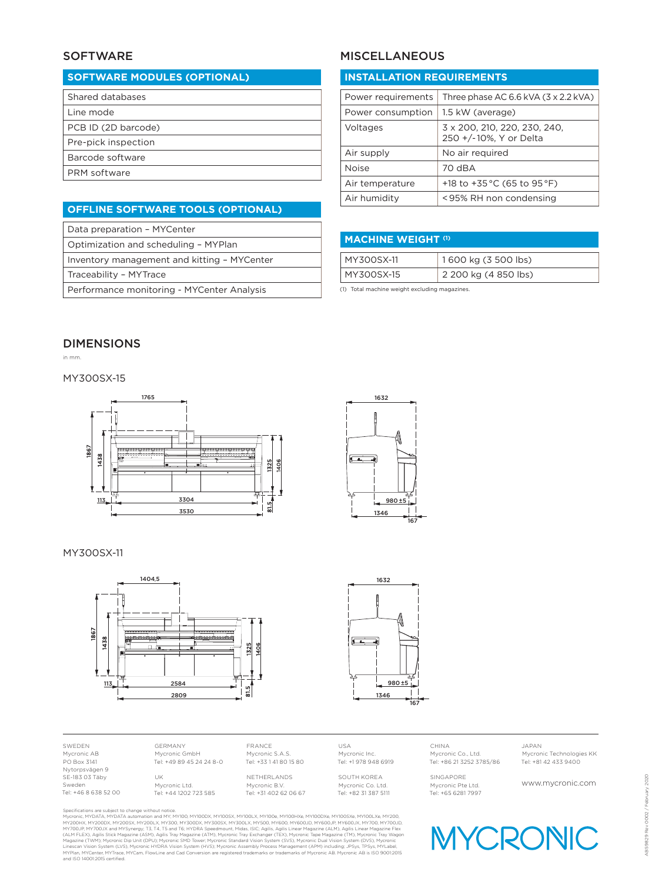## SOFTWARE

| SOFTWARE MODULES (OPTIONAL) |
| --- |
| Shared databases |
| Line mode |
| PCB ID (2D barcode) |
| Pre-pick inspection |
| Barcode software |
| PRM software |

| OFFLINE SOFTWARE TOOLS (OPTIONAL) |
| --- |
| Data preparation – MYCenter |
| Optimization and scheduling – MYPlan |
| Inventory management and kitting – MYCenter |
| Traceability – MYTrace |
| Performance monitoring - MYCenter Analysis |

## MISCELLANEOUS

| INSTALLATION REQUIREMENTS | |
| --- | --- |
| Power requirements | Three phase AC 6.6 kVA (3 x 2.2 kVA) |
| Power consumption | 1.5 kW (average) |
| Voltages | 3 x 200, 210, 220, 230, 240, 250 +/-10%, Y or Delta |
| Air supply | No air required |
| Noise | 70 dBA |
| Air temperature | +18 to +35 °C (65 to 95 °F) |
| Air humidity | <95% RH non condensing |

| MACHINE WEIGHT [1] | |
| --- | --- |
| MY300SX-11 | 1 600 kg (3 500 lbs) |
| MY300SX-15 | 2 200 kg (4 850 lbs) |

(1) Total machine weight excluding magazines.

## DIMENSIONS

in mm.

### MY300SX-15

1765
1867
1438
1325
1406
113
3304
3530
81.5

1632
980 ±5
1346
167

### MY300SX-11

1404,5
1867
1438
1325
1406
113
2584
2809
81.5

1632
980 ±5
1346
167

SWEDEN
Mycronic AB
PO Box 3141
Nytorpsvägen 9
SE-183 03 Täby
Sweden
Tel: +46 8 638 52 00

GERMANY
Mycronic GmbH
Tel: +49 89 45 24 24 8-0

UK
Mycronic Ltd.
Tel: +44 1202 723 585

FRANCE
Mycronic S.A.S.
Tel: +33 1 41 80 15 80

NETHERLANDS
Mycronic B.V.
Tel: +31 402 62 06 67

USA
Mycronic Inc.
Tel: +1 978 948 6919

SOUTH KOREA
Mycronic Co. Ltd.
Tel: +82 31 387 5111

CHINA
Mycronic Co., Ltd.
Tel: +86 21 3252 3785/86

SINGAPORE
Mycronic Pte Ltd.
Tel: +65 6281 7997

JAPAN
Mycronic Technologies KK
Tel: +81 42 433 9400

www.mycronic.com

Specifications are subject to change without notice.
Mycronic, MYDATA, MYDATA automation and MY; MY100, MY100DX, MY100SX, MY100LX, MY100e, MY100HXe, MY100DXe, MY100SXe, MY100LXe, MY200, MY200HX, MY200DX, MY200SX, MY200LX, MY300, MY300DX, MY300SX, MY300LX, MY500, MY600, MY600JD, MY600JP, MY600JX, MY700, MY700JD, MY700JP, MY700JX and MYSynergy; T3, T4, T5 and T6; HYDRA Speedmount, Midas, ISIC; Agilis, Agilis Linear Magazine (ALM), Agilis Linear Magazine Flex (ALM FLEX); Agilis Stick Magazine (ASM), Agilis Tray Magazine (ATM), Mycronic Tray Exchanger (TEX), Mycronic Tape Magazine (TM), Mycronic Tray Wagon Magazine (TWM); Mycronic Dip Unit (DPU); Mycronic SMD Tower; Mycronic Standard Vision System (SVS), Mycronic Dual Vision System (DVS), Mycronic Linescan Vision System (LVS), Mycronic HYDRA Vision System (HVS); Mycronic Assembly Process Management (APM) including: JPSys, TPSys, MYLabel, MYPlan, MYCenter, MYTrace, MYCam, FlowLine and Cad Conversion are registered trademarks or trademarks of Mycronic AB. Mycronic AB is ISO 9001:2015 and ISO 14001:2015 certified.

MYCRONIC

AB59829 Rev 0002 / February 2020